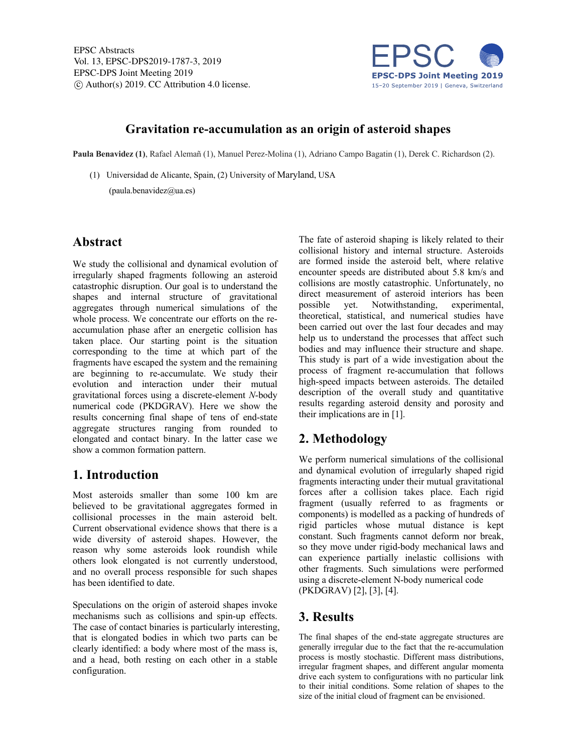EPSC Abstracts
Vol. 13, EPSC-DPS2019-1787-3, 2019
EPSC-DPS Joint Meeting 2019
© Author(s) 2019. CC Attribution 4.0 license.

# Gravitation re-accumulation as an origin of asteroid shapes

**Paula Benavidez (1)**, Rafael Alemañ (1), Manuel Perez-Molina (1), Adriano Campo Bagatin (1), Derek C. Richardson (2).

(1) Universidad de Alicante, Spain, (2) University of Maryland, USA
(paula.benavidez@ua.es)

## Abstract

We study the collisional and dynamical evolution of irregularly shaped fragments following an asteroid catastrophic disruption. Our goal is to understand the shapes and internal structure of gravitational aggregates through numerical simulations of the whole process. We concentrate our efforts on the re-accumulation phase after an energetic collision has taken place. Our starting point is the situation corresponding to the time at which part of the fragments have escaped the system and the remaining are beginning to re-accumulate. We study their evolution and interaction under their mutual gravitational forces using a discrete-element *N*-body numerical code (PKDGRAV). Here we show the results concerning final shape of tens of end-state aggregate structures ranging from rounded to elongated and contact binary. In the latter case we show a common formation pattern.

## 1. Introduction

Most asteroids smaller than some 100 km are believed to be gravitational aggregates formed in collisional processes in the main asteroid belt. Current observational evidence shows that there is a wide diversity of asteroid shapes. However, the reason why some asteroids look roundish while others look elongated is not currently understood, and no overall process responsible for such shapes has been identified to date.

Speculations on the origin of asteroid shapes invoke mechanisms such as collisions and spin-up effects. The case of contact binaries is particularly interesting, that is elongated bodies in which two parts can be clearly identified: a body where most of the mass is, and a head, both resting on each other in a stable configuration.

The fate of asteroid shaping is likely related to their collisional history and internal structure. Asteroids are formed inside the asteroid belt, where relative encounter speeds are distributed about 5.8 km/s and collisions are mostly catastrophic. Unfortunately, no direct measurement of asteroid interiors has been possible yet. Notwithstanding, experimental, theoretical, statistical, and numerical studies have been carried out over the last four decades and may help us to understand the processes that affect such bodies and may influence their structure and shape. This study is part of a wide investigation about the process of fragment re-accumulation that follows high-speed impacts between asteroids. The detailed description of the overall study and quantitative results regarding asteroid density and porosity and their implications are in [1].

## 2. Methodology

We perform numerical simulations of the collisional and dynamical evolution of irregularly shaped rigid fragments interacting under their mutual gravitational forces after a collision takes place. Each rigid fragment (usually referred to as fragments or components) is modelled as a packing of hundreds of rigid particles whose mutual distance is kept constant. Such fragments cannot deform nor break, so they move under rigid-body mechanical laws and can experience partially inelastic collisions with other fragments. Such simulations were performed using a discrete-element N-body numerical code (PKDGRAV) [2], [3], [4].

## 3. Results

The final shapes of the end-state aggregate structures are generally irregular due to the fact that the re-accumulation process is mostly stochastic. Different mass distributions, irregular fragment shapes, and different angular momenta drive each system to configurations with no particular link to their initial conditions. Some relation of shapes to the size of the initial cloud of fragment can be envisioned.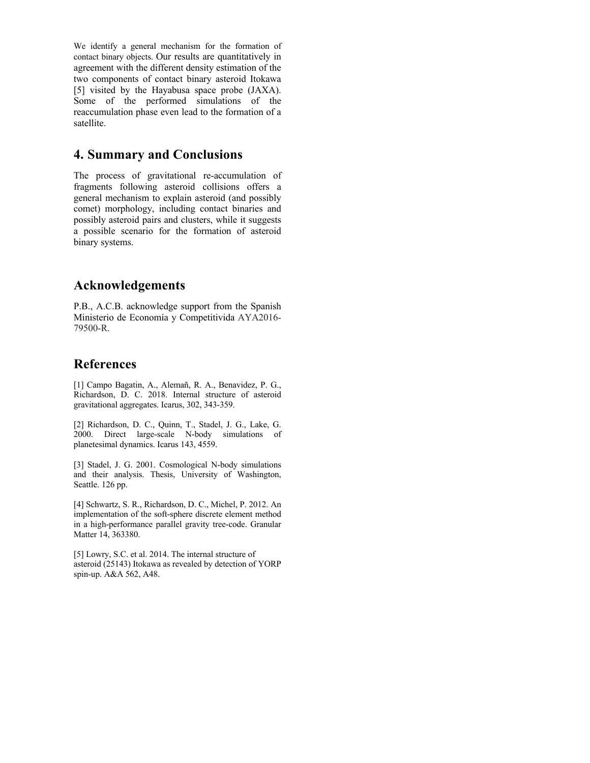We identify a general mechanism for the formation of contact binary objects. Our results are quantitatively in agreement with the different density estimation of the two components of contact binary asteroid Itokawa [5] visited by the Hayabusa space probe (JAXA). Some of the performed simulations of the reaccumulation phase even lead to the formation of a satellite.

## 4. Summary and Conclusions

The process of gravitational re-accumulation of fragments following asteroid collisions offers a general mechanism to explain asteroid (and possibly comet) morphology, including contact binaries and possibly asteroid pairs and clusters, while it suggests a possible scenario for the formation of asteroid binary systems.

## Acknowledgements

P.B., A.C.B. acknowledge support from the Spanish Ministerio de Economía y Competitivida AYA2016-79500-R.

## References

[1] Campo Bagatin, A., Alemañ, R. A., Benavidez, P. G., Richardson, D. C. 2018. Internal structure of asteroid gravitational aggregates. Icarus, 302, 343-359.

[2] Richardson, D. C., Quinn, T., Stadel, J. G., Lake, G. 2000. Direct large-scale N-body simulations of planetesimal dynamics. Icarus 143, 4559.

[3] Stadel, J. G. 2001. Cosmological N-body simulations and their analysis. Thesis, University of Washington, Seattle. 126 pp.

[4] Schwartz, S. R., Richardson, D. C., Michel, P. 2012. An implementation of the soft-sphere discrete element method in a high-performance parallel gravity tree-code. Granular Matter 14, 363380.

[5] Lowry, S.C. et al. 2014. The internal structure of asteroid (25143) Itokawa as revealed by detection of YORP spin-up. A&A 562, A48.